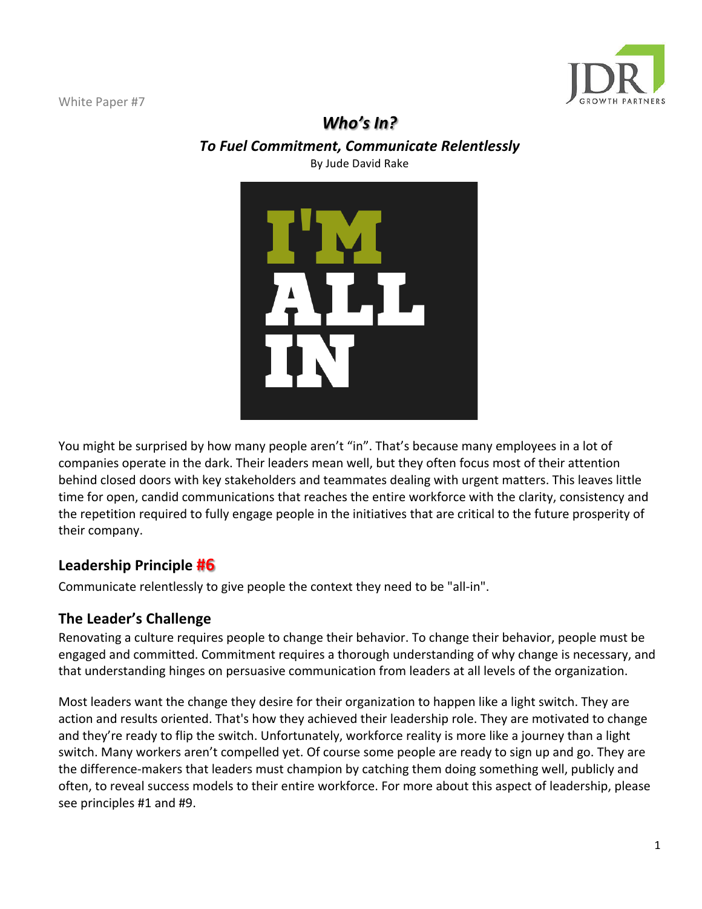White Paper #7

# *Who's In?*

## *To Fuel Commitment, Communicate Relentlessly*

By Jude David Rake

You might be surprised by how many people aren't "in". That's because many employees in a lot of companies operate in the dark. Their leaders mean well, but they often focus most of their attention behind closed doors with key stakeholders and teammates dealing with urgent matters. This leaves little time for open, candid communications that reaches the entire workforce with the clarity, consistency and the repetition required to fully engage people in the initiatives that are critical to the future prosperity of their company.

### Leadership Principle #6

Communicate relentlessly to give people the context they need to be "all-in".

### The Leader's Challenge

Renovating a culture requires people to change their behavior. To change their behavior, people must be engaged and committed. Commitment requires a thorough understanding of why change is necessary, and that understanding hinges on persuasive communication from leaders at all levels of the organization.

Most leaders want the change they desire for their organization to happen like a light switch. They are action and results oriented. That's how they achieved their leadership role. They are motivated to change and they're ready to flip the switch. Unfortunately, workforce reality is more like a journey than a light switch. Many workers aren't compelled yet. Of course some people are ready to sign up and go. They are the difference-makers that leaders must champion by catching them doing something well, publicly and often, to reveal success models to their entire workforce. For more about this aspect of leadership, please see principles #1 and #9.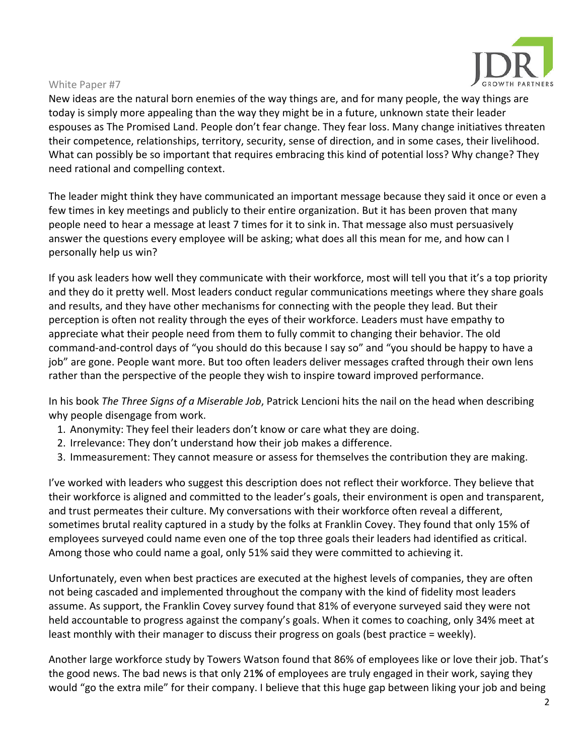New ideas are the natural born enemies of the way things are, and for many people, the way things are today is simply more appealing than the way they might be in a future, unknown state their leader espouses as The Promised Land. People don't fear change. They fear loss. Many change initiatives threaten their competence, relationships, territory, security, sense of direction, and in some cases, their livelihood. What can possibly be so important that requires embracing this kind of potential loss? Why change? They need rational and compelling context.

The leader might think they have communicated an important message because they said it once or even a few times in key meetings and publicly to their entire organization. But it has been proven that many people need to hear a message at least 7 times for it to sink in. That message also must persuasively answer the questions every employee will be asking; what does all this mean for me, and how can I personally help us win?

If you ask leaders how well they communicate with their workforce, most will tell you that it's a top priority and they do it pretty well. Most leaders conduct regular communications meetings where they share goals and results, and they have other mechanisms for connecting with the people they lead. But their perception is often not reality through the eyes of their workforce. Leaders must have empathy to appreciate what their people need from them to fully commit to changing their behavior. The old command-and-control days of "you should do this because I say so" and "you should be happy to have a job" are gone. People want more. But too often leaders deliver messages crafted through their own lens rather than the perspective of the people they wish to inspire toward improved performance.

In his book *The Three Signs of a Miserable Job*, Patrick Lencioni hits the nail on the head when describing why people disengage from work.

1. Anonymity: They feel their leaders don't know or care what they are doing.
2. Irrelevance: They don't understand how their job makes a difference.
3. Immeasurement: They cannot measure or assess for themselves the contribution they are making.

I've worked with leaders who suggest this description does not reflect their workforce. They believe that their workforce is aligned and committed to the leader's goals, their environment is open and transparent, and trust permeates their culture. My conversations with their workforce often reveal a different, sometimes brutal reality captured in a study by the folks at Franklin Covey. They found that only 15% of employees surveyed could name even one of the top three goals their leaders had identified as critical. Among those who could name a goal, only 51% said they were committed to achieving it.

Unfortunately, even when best practices are executed at the highest levels of companies, they are often not being cascaded and implemented throughout the company with the kind of fidelity most leaders assume. As support, the Franklin Covey survey found that 81% of everyone surveyed said they were not held accountable to progress against the company's goals. When it comes to coaching, only 34% meet at least monthly with their manager to discuss their progress on goals (best practice = weekly).

Another large workforce study by Towers Watson found that 86% of employees like or love their job. That's the good news. The bad news is that only 21**%** of employees are truly engaged in their work, saying they would "go the extra mile" for their company. I believe that this huge gap between liking your job and being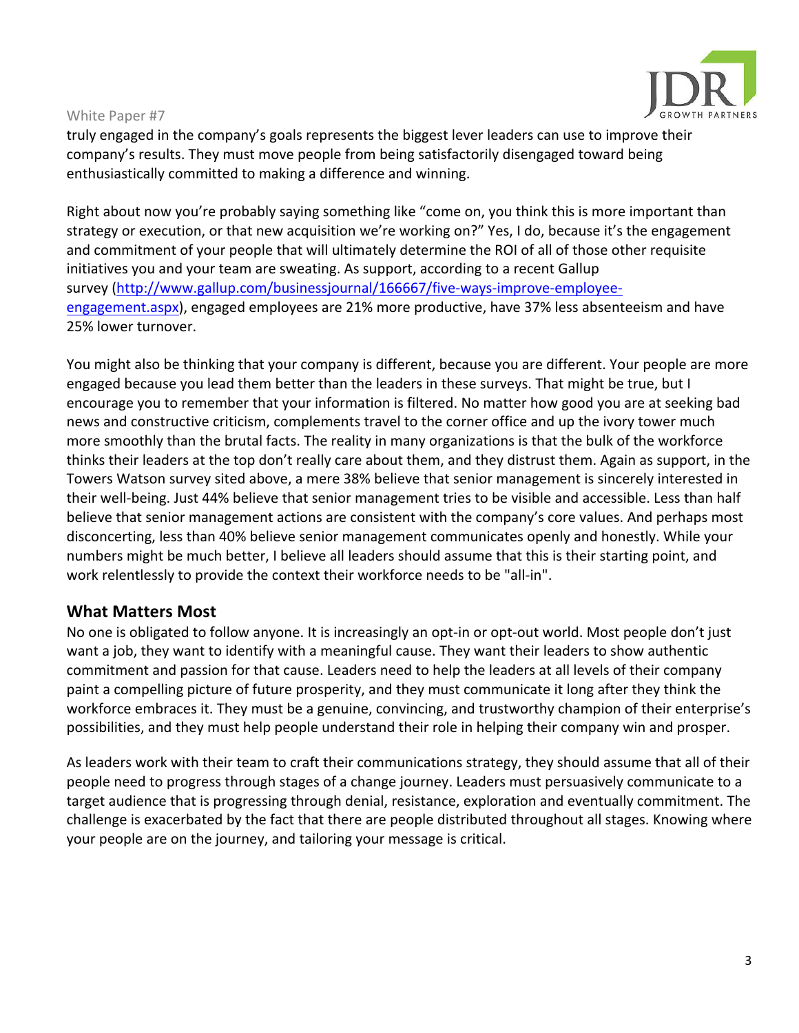truly engaged in the company's goals represents the biggest lever leaders can use to improve their company's results. They must move people from being satisfactorily disengaged toward being enthusiastically committed to making a difference and winning.

Right about now you're probably saying something like "come on, you think this is more important than strategy or execution, or that new acquisition we're working on?" Yes, I do, because it's the engagement and commitment of your people that will ultimately determine the ROI of all of those other requisite initiatives you and your team are sweating. As support, according to a recent Gallup survey (http://www.gallup.com/businessjournal/166667/five-ways-improve-employee-engagement.aspx), engaged employees are 21% more productive, have 37% less absenteeism and have 25% lower turnover.

You might also be thinking that your company is different, because you are different. Your people are more engaged because you lead them better than the leaders in these surveys. That might be true, but I encourage you to remember that your information is filtered. No matter how good you are at seeking bad news and constructive criticism, complements travel to the corner office and up the ivory tower much more smoothly than the brutal facts. The reality in many organizations is that the bulk of the workforce thinks their leaders at the top don't really care about them, and they distrust them. Again as support, in the Towers Watson survey sited above, a mere 38% believe that senior management is sincerely interested in their well-being. Just 44% believe that senior management tries to be visible and accessible. Less than half believe that senior management actions are consistent with the company's core values. And perhaps most disconcerting, less than 40% believe senior management communicates openly and honestly. While your numbers might be much better, I believe all leaders should assume that this is their starting point, and work relentlessly to provide the context their workforce needs to be "all-in".

## What Matters Most

No one is obligated to follow anyone. It is increasingly an opt-in or opt-out world. Most people don't just want a job, they want to identify with a meaningful cause. They want their leaders to show authentic commitment and passion for that cause. Leaders need to help the leaders at all levels of their company paint a compelling picture of future prosperity, and they must communicate it long after they think the workforce embraces it. They must be a genuine, convincing, and trustworthy champion of their enterprise's possibilities, and they must help people understand their role in helping their company win and prosper.

As leaders work with their team to craft their communications strategy, they should assume that all of their people need to progress through stages of a change journey. Leaders must persuasively communicate to a target audience that is progressing through denial, resistance, exploration and eventually commitment. The challenge is exacerbated by the fact that there are people distributed throughout all stages. Knowing where your people are on the journey, and tailoring your message is critical.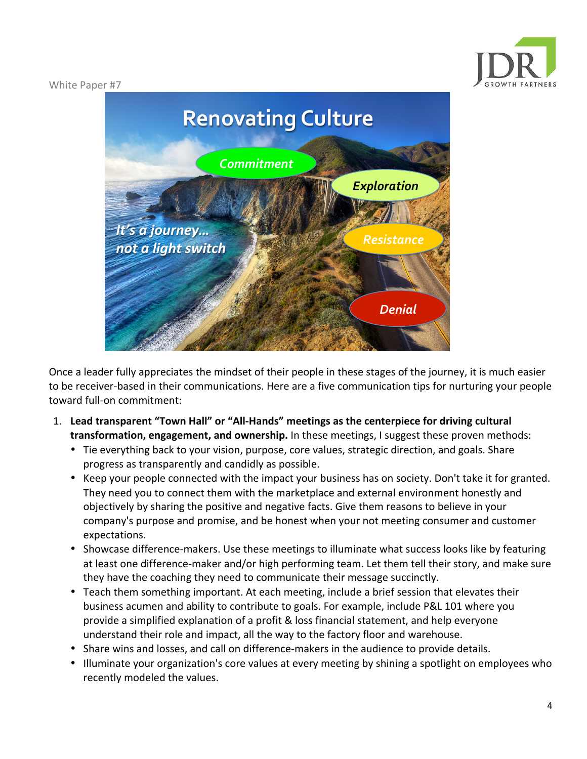White Paper #7

Renovating Culture

Commitment

Exploration

Resistance

Denial

It's a journey... not a light switch

Once a leader fully appreciates the mindset of their people in these stages of the journey, it is much easier to be receiver-based in their communications. Here are a five communication tips for nurturing your people toward full-on commitment:

1. **Lead transparent "Town Hall" or "All-Hands" meetings as the centerpiece for driving cultural transformation, engagement, and ownership.** In these meetings, I suggest these proven methods:
   - Tie everything back to your vision, purpose, core values, strategic direction, and goals. Share progress as transparently and candidly as possible.
   - Keep your people connected with the impact your business has on society. Don't take it for granted. They need you to connect them with the marketplace and external environment honestly and objectively by sharing the positive and negative facts. Give them reasons to believe in your company's purpose and promise, and be honest when your not meeting consumer and customer expectations.
   - Showcase difference-makers. Use these meetings to illuminate what success looks like by featuring at least one difference-maker and/or high performing team. Let them tell their story, and make sure they have the coaching they need to communicate their message succinctly.
   - Teach them something important. At each meeting, include a brief session that elevates their business acumen and ability to contribute to goals. For example, include P&L 101 where you provide a simplified explanation of a profit & loss financial statement, and help everyone understand their role and impact, all the way to the factory floor and warehouse.
   - Share wins and losses, and call on difference-makers in the audience to provide details.
   - Illuminate your organization's core values at every meeting by shining a spotlight on employees who recently modeled the values.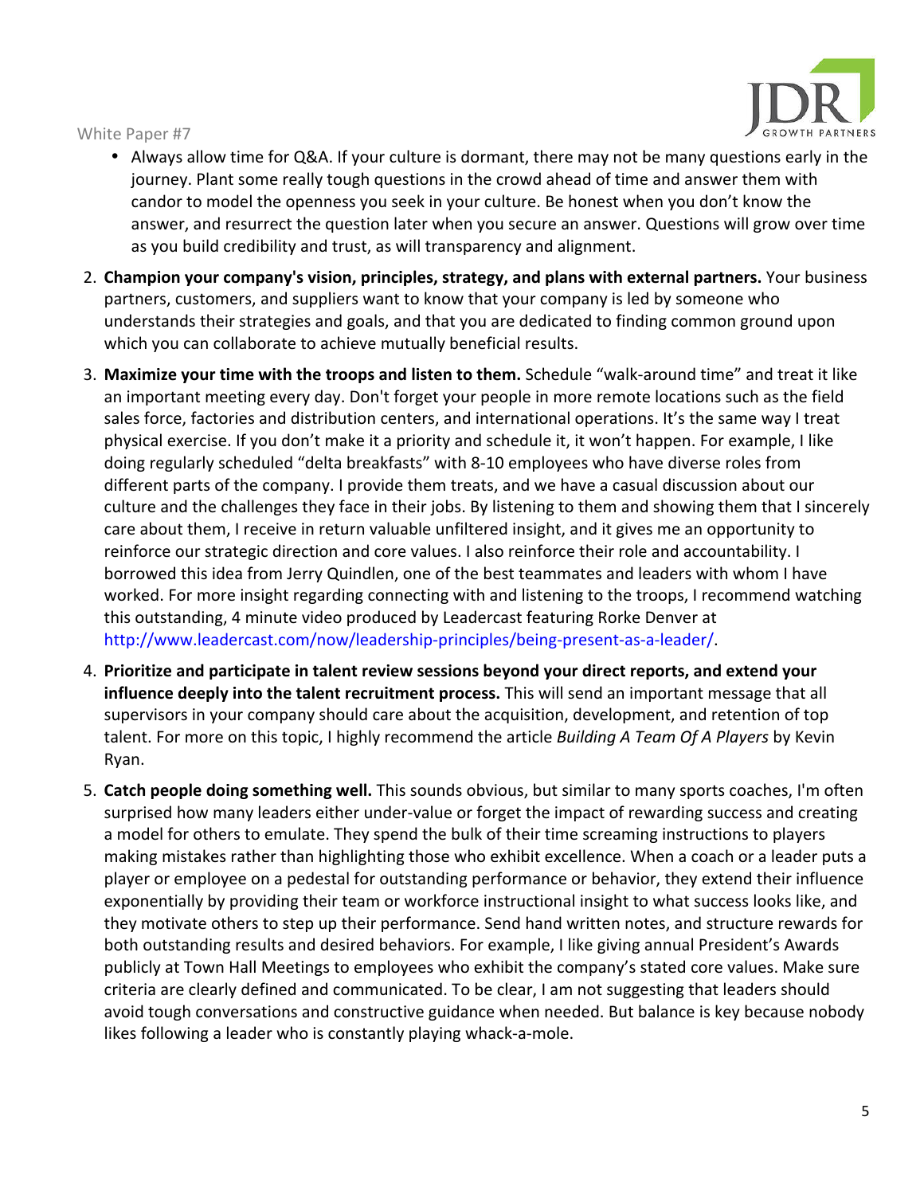- Always allow time for Q&A. If your culture is dormant, there may not be many questions early in the journey. Plant some really tough questions in the crowd ahead of time and answer them with candor to model the openness you seek in your culture. Be honest when you don't know the answer, and resurrect the question later when you secure an answer. Questions will grow over time as you build credibility and trust, as will transparency and alignment.

2. **Champion your company's vision, principles, strategy, and plans with external partners.** Your business partners, customers, and suppliers want to know that your company is led by someone who understands their strategies and goals, and that you are dedicated to finding common ground upon which you can collaborate to achieve mutually beneficial results.

3. **Maximize your time with the troops and listen to them.** Schedule "walk-around time" and treat it like an important meeting every day. Don't forget your people in more remote locations such as the field sales force, factories and distribution centers, and international operations. It's the same way I treat physical exercise. If you don't make it a priority and schedule it, it won't happen. For example, I like doing regularly scheduled "delta breakfasts" with 8-10 employees who have diverse roles from different parts of the company. I provide them treats, and we have a casual discussion about our culture and the challenges they face in their jobs. By listening to them and showing them that I sincerely care about them, I receive in return valuable unfiltered insight, and it gives me an opportunity to reinforce our strategic direction and core values. I also reinforce their role and accountability. I borrowed this idea from Jerry Quindlen, one of the best teammates and leaders with whom I have worked. For more insight regarding connecting with and listening to the troops, I recommend watching this outstanding, 4 minute video produced by Leadercast featuring Rorke Denver at http://www.leadercast.com/now/leadership-principles/being-present-as-a-leader/.

4. **Prioritize and participate in talent review sessions beyond your direct reports, and extend your influence deeply into the talent recruitment process.** This will send an important message that all supervisors in your company should care about the acquisition, development, and retention of top talent. For more on this topic, I highly recommend the article *Building A Team Of A Players* by Kevin Ryan.

5. **Catch people doing something well.** This sounds obvious, but similar to many sports coaches, I'm often surprised how many leaders either under-value or forget the impact of rewarding success and creating a model for others to emulate. They spend the bulk of their time screaming instructions to players making mistakes rather than highlighting those who exhibit excellence. When a coach or a leader puts a player or employee on a pedestal for outstanding performance or behavior, they extend their influence exponentially by providing their team or workforce instructional insight to what success looks like, and they motivate others to step up their performance. Send hand written notes, and structure rewards for both outstanding results and desired behaviors. For example, I like giving annual President's Awards publicly at Town Hall Meetings to employees who exhibit the company's stated core values. Make sure criteria are clearly defined and communicated. To be clear, I am not suggesting that leaders should avoid tough conversations and constructive guidance when needed. But balance is key because nobody likes following a leader who is constantly playing whack-a-mole.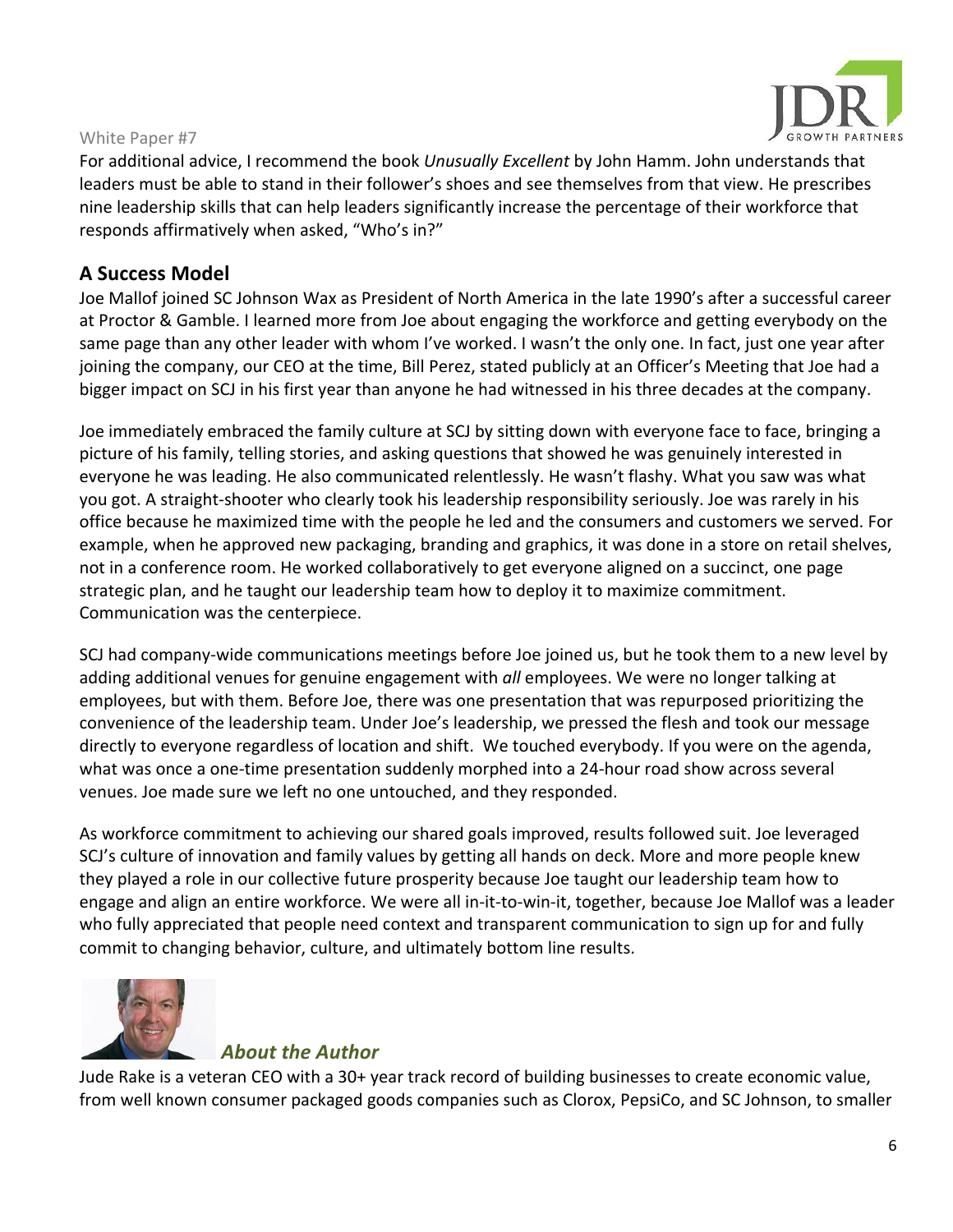For additional advice, I recommend the book *Unusually Excellent* by John Hamm. John understands that leaders must be able to stand in their follower's shoes and see themselves from that view. He prescribes nine leadership skills that can help leaders significantly increase the percentage of their workforce that responds affirmatively when asked, "Who's in?"

## A Success Model

Joe Mallof joined SC Johnson Wax as President of North America in the late 1990's after a successful career at Proctor & Gamble. I learned more from Joe about engaging the workforce and getting everybody on the same page than any other leader with whom I've worked. I wasn't the only one. In fact, just one year after joining the company, our CEO at the time, Bill Perez, stated publicly at an Officer's Meeting that Joe had a bigger impact on SCJ in his first year than anyone he had witnessed in his three decades at the company.

Joe immediately embraced the family culture at SCJ by sitting down with everyone face to face, bringing a picture of his family, telling stories, and asking questions that showed he was genuinely interested in everyone he was leading. He also communicated relentlessly. He wasn't flashy. What you saw was what you got. A straight-shooter who clearly took his leadership responsibility seriously. Joe was rarely in his office because he maximized time with the people he led and the consumers and customers we served. For example, when he approved new packaging, branding and graphics, it was done in a store on retail shelves, not in a conference room. He worked collaboratively to get everyone aligned on a succinct, one page strategic plan, and he taught our leadership team how to deploy it to maximize commitment. Communication was the centerpiece.

SCJ had company-wide communications meetings before Joe joined us, but he took them to a new level by adding additional venues for genuine engagement with *all* employees. We were no longer talking at employees, but with them. Before Joe, there was one presentation that was repurposed prioritizing the convenience of the leadership team. Under Joe's leadership, we pressed the flesh and took our message directly to everyone regardless of location and shift. We touched everybody. If you were on the agenda, what was once a one-time presentation suddenly morphed into a 24-hour road show across several venues. Joe made sure we left no one untouched, and they responded.

As workforce commitment to achieving our shared goals improved, results followed suit. Joe leveraged SCJ's culture of innovation and family values by getting all hands on deck. More and more people knew they played a role in our collective future prosperity because Joe taught our leadership team how to engage and align an entire workforce. We were all in-it-to-win-it, together, because Joe Mallof was a leader who fully appreciated that people need context and transparent communication to sign up for and fully commit to changing behavior, culture, and ultimately bottom line results.

### *About the Author*

Jude Rake is a veteran CEO with a 30+ year track record of building businesses to create economic value, from well known consumer packaged goods companies such as Clorox, PepsiCo, and SC Johnson, to smaller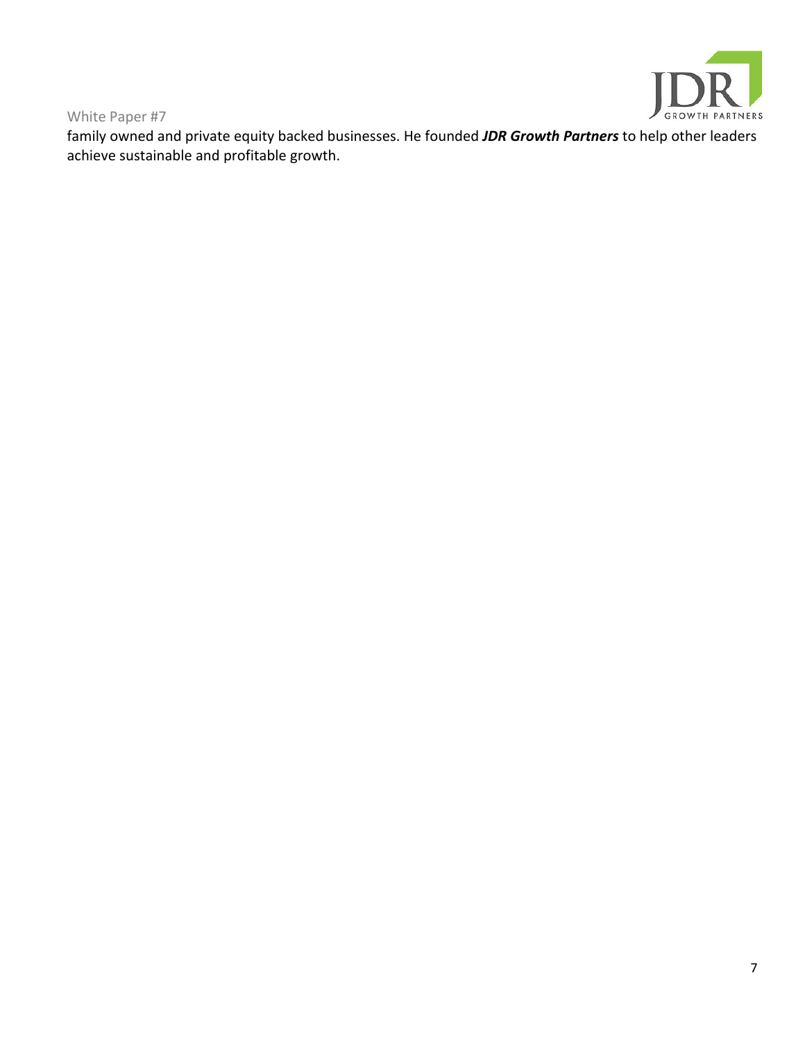family owned and private equity backed businesses. He founded ***JDR Growth Partners*** to help other leaders achieve sustainable and profitable growth.